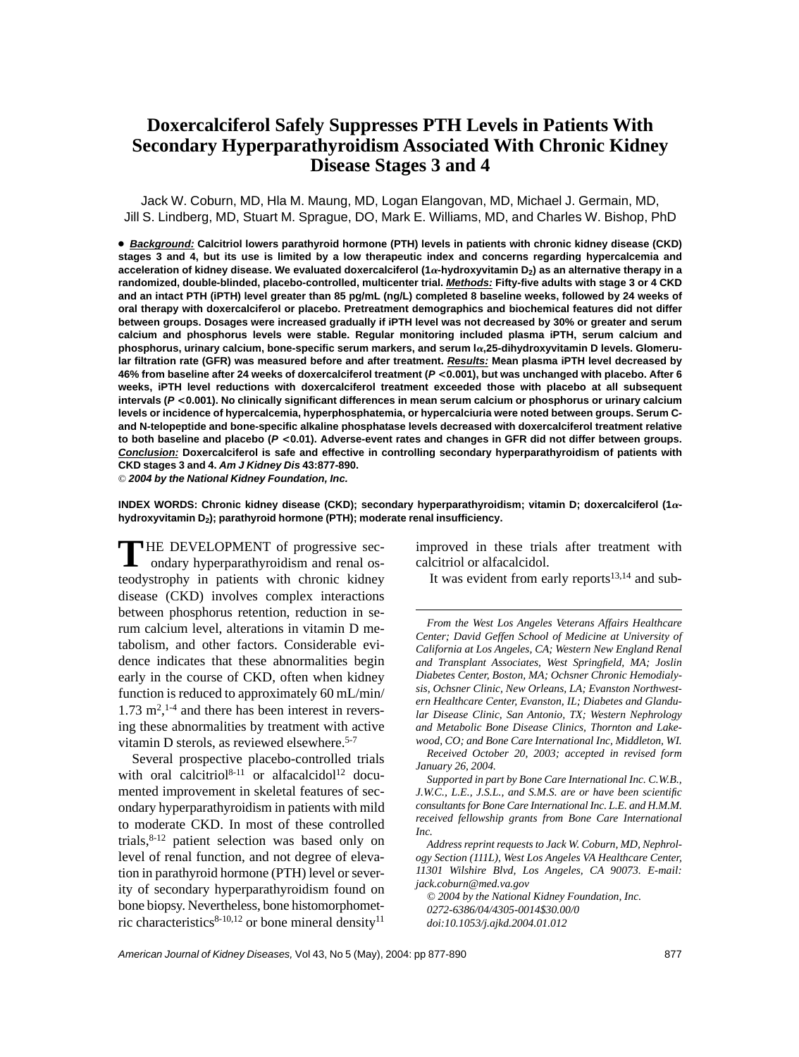# Doxercalciferol Safely Suppresses PTH Levels in Patients With Secondary Hyperparathyroidism Associated With Chronic Kidney Disease Stages 3 and 4

Jack W. Coburn, MD, Hla M. Maung, MD, Logan Elangovan, MD, Michael J. Germain, MD, Jill S. Lindberg, MD, Stuart M. Sprague, DO, Mark E. Williams, MD, and Charles W. Bishop, PhD

**● *Background:* Calcitriol lowers parathyroid hormone (PTH) levels in patients with chronic kidney disease (CKD) stages 3 and 4, but its use is limited by a low therapeutic index and concerns regarding hypercalcemia and acceleration of kidney disease. We evaluated doxercalciferol (1α-hydroxyvitamin $D_2$) as an alternative therapy in a randomized, double-blinded, placebo-controlled, multicenter trial. *Methods:* Fifty-five adults with stage 3 or 4 CKD and an intact PTH (iPTH) level greater than 85 pg/mL (ng/L) completed 8 baseline weeks, followed by 24 weeks of oral therapy with doxercalciferol or placebo. Pretreatment demographics and biochemical features did not differ between groups. Dosages were increased gradually if iPTH level was not decreased by 30% or greater and serum calcium and phosphorus levels were stable. Regular monitoring included plasma iPTH, serum calcium and phosphorus, urinary calcium, bone-specific serum markers, and serum 1α,25-dihydroxyvitamin D levels. Glomerular filtration rate (GFR) was measured before and after treatment. *Results:* Mean plasma iPTH level decreased by 46% from baseline after 24 weeks of doxercalciferol treatment (*P* < 0.001), but was unchanged with placebo. After 6 weeks, iPTH level reductions with doxercalciferol treatment exceeded those with placebo at all subsequent intervals (*P* < 0.001). No clinically significant differences in mean serum calcium or phosphorus or urinary calcium levels or incidence of hypercalcemia, hyperphosphatemia, or hypercalciuria were noted between groups. Serum C- and N-telopeptide and bone-specific alkaline phosphatase levels decreased with doxercalciferol treatment relative to both baseline and placebo (*P* < 0.01). Adverse-event rates and changes in GFR did not differ between groups. *Conclusion:* Doxercalciferol is safe and effective in controlling secondary hyperparathyroidism of patients with CKD stages 3 and 4. *Am J Kidney Dis* 43:877-890.**

**© *2004 by the National Kidney Foundation, Inc.***

**INDEX WORDS: Chronic kidney disease (CKD); secondary hyperparathyroidism; vitamin D; doxercalciferol (1α-hydroxyvitamin $D_2$); parathyroid hormone (PTH); moderate renal insufficiency.**

THE DEVELOPMENT of progressive secondary hyperparathyroidism and renal osteodystrophy in patients with chronic kidney disease (CKD) involves complex interactions between phosphorus retention, reduction in serum calcium level, alterations in vitamin D metabolism, and other factors. Considerable evidence indicates that these abnormalities begin early in the course of CKD, often when kidney function is reduced to approximately 60 mL/min/1.73 $m^2$,[1-4] and there has been interest in reversing these abnormalities by treatment with active vitamin D sterols, as reviewed elsewhere.[5-7]

Several prospective placebo-controlled trials with oral calcitriol[8-11] or alfacalcidol[12] documented improvement in skeletal features of secondary hyperparathyroidism in patients with mild to moderate CKD. In most of these controlled trials,[8-12] patient selection was based only on level of renal function, and not degree of elevation in parathyroid hormone (PTH) level or severity of secondary hyperparathyroidism found on bone biopsy. Nevertheless, bone histomorphometric characteristics[8-10,12] or bone mineral density[11] improved in these trials after treatment with calcitriol or alfacalcidol.

It was evident from early reports[13,14] and sub-

*From the West Los Angeles Veterans Affairs Healthcare Center; David Geffen School of Medicine at University of California at Los Angeles, CA; Western New England Renal and Transplant Associates, West Springfield, MA; Joslin Diabetes Center, Boston, MA; Ochsner Chronic Hemodialysis, Ochsner Clinic, New Orleans, LA; Evanston Northwestern Healthcare Center, Evanston, IL; Diabetes and Glandular Disease Clinic, San Antonio, TX; Western Nephrology and Metabolic Bone Disease Clinics, Thornton and Lakewood, CO; and Bone Care International Inc, Middleton, WI.*

*Received October 20, 2003; accepted in revised form January 26, 2004.*

*Supported in part by Bone Care International Inc. C.W.B., J.W.C., L.E., J.S.L., and S.M.S. are or have been scientific consultants for Bone Care International Inc. L.E. and H.M.M. received fellowship grants from Bone Care International Inc.*

*Address reprint requests to Jack W. Coburn, MD, Nephrology Section (111L), West Los Angeles VA Healthcare Center, 11301 Wilshire Blvd, Los Angeles, CA 90073. E-mail: jack.coburn@med.va.gov*

*© 2004 by the National Kidney Foundation, Inc.*
*0272-6386/04/4305-0014$30.00/0*
*doi:10.1053/j.ajkd.2004.01.012*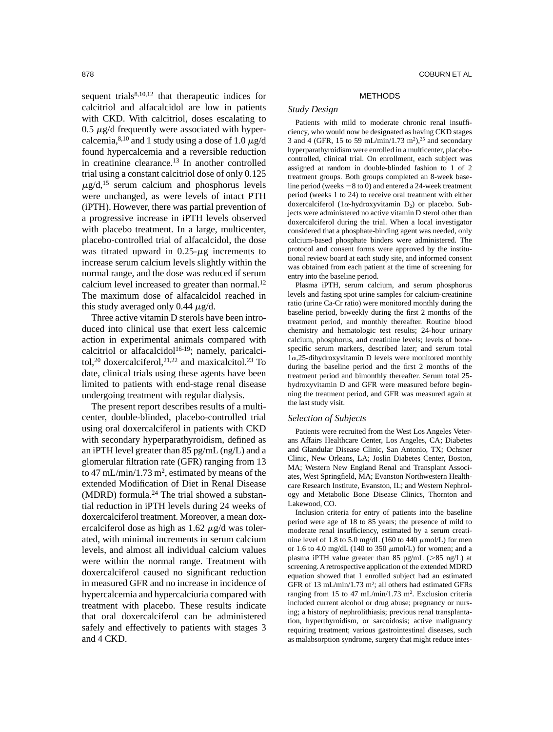sequent trials[8,10,12] that therapeutic indices for calcitriol and alfacalcidol are low in patients with CKD. With calcitriol, doses escalating to 0.5 $\mu$g/d frequently were associated with hypercalcemia,[8,10] and 1 study using a dose of 1.0 $\mu$g/d found hypercalcemia and a reversible reduction in creatinine clearance.[13] In another controlled trial using a constant calcitriol dose of only 0.125 $\mu$g/d,[15] serum calcium and phosphorus levels were unchanged, as were levels of intact PTH (iPTH). However, there was partial prevention of a progressive increase in iPTH levels observed with placebo treatment. In a large, multicenter, placebo-controlled trial of alfacalcidol, the dose was titrated upward in 0.25-$\mu$g increments to increase serum calcium levels slightly within the normal range, and the dose was reduced if serum calcium level increased to greater than normal.[12] The maximum dose of alfacalcidol reached in this study averaged only 0.44 $\mu$g/d.

Three active vitamin D sterols have been introduced into clinical use that exert less calcemic action in experimental animals compared with calcitriol or alfacalcidol[16-19]; namely, paricalcitol,[20] doxercalciferol,[21,22] and maxicalcitol.[23] To date, clinical trials using these agents have been limited to patients with end-stage renal disease undergoing treatment with regular dialysis.

The present report describes results of a multicenter, double-blinded, placebo-controlled trial using oral doxercalciferol in patients with CKD with secondary hyperparathyroidism, defined as an iPTH level greater than 85 pg/mL (ng/L) and a glomerular filtration rate (GFR) ranging from 13 to 47 mL/min/1.73 m$^2$, estimated by means of the extended Modification of Diet in Renal Disease (MDRD) formula.[24] The trial showed a substantial reduction in iPTH levels during 24 weeks of doxercalciferol treatment. Moreover, a mean doxercalciferol dose as high as 1.62 $\mu$g/d was tolerated, with minimal increments in serum calcium levels, and almost all individual calcium values were within the normal range. Treatment with doxercalciferol caused no significant reduction in measured GFR and no increase in incidence of hypercalcemia and hypercalciuria compared with treatment with placebo. These results indicate that oral doxercalciferol can be administered safely and effectively to patients with stages 3 and 4 CKD.

## METHODS

### *Study Design*

Patients with mild to moderate chronic renal insufficiency, who would now be designated as having CKD stages 3 and 4 (GFR, 15 to 59 mL/min/1.73 m$^2$),[25] and secondary hyperparathyroidism were enrolled in a multicenter, placebo-controlled, clinical trial. On enrollment, each subject was assigned at random in double-blinded fashion to 1 of 2 treatment groups. Both groups completed an 8-week baseline period (weeks −8 to 0) and entered a 24-week treatment period (weeks 1 to 24) to receive oral treatment with either doxercalciferol (1$\alpha$-hydroxyvitamin $D_2$) or placebo. Subjects were administered no active vitamin D sterol other than doxercalciferol during the trial. When a local investigator considered that a phosphate-binding agent was needed, only calcium-based phosphate binders were administered. The protocol and consent forms were approved by the institutional review board at each study site, and informed consent was obtained from each patient at the time of screening for entry into the baseline period.

Plasma iPTH, serum calcium, and serum phosphorus levels and fasting spot urine samples for calcium-creatinine ratio (urine Ca-Cr ratio) were monitored monthly during the baseline period, biweekly during the first 2 months of the treatment period, and monthly thereafter. Routine blood chemistry and hematologic test results; 24-hour urinary calcium, phosphorus, and creatinine levels; levels of bone-specific serum markers, described later; and serum total 1$\alpha$,25-dihydroxyvitamin D levels were monitored monthly during the baseline period and the first 2 months of the treatment period and bimonthly thereafter. Serum total 25-hydroxyvitamin D and GFR were measured before beginning the treatment period, and GFR was measured again at the last study visit.

### *Selection of Subjects*

Patients were recruited from the West Los Angeles Veterans Affairs Healthcare Center, Los Angeles, CA; Diabetes and Glandular Disease Clinic, San Antonio, TX; Ochsner Clinic, New Orleans, LA; Joslin Diabetes Center, Boston, MA; Western New England Renal and Transplant Associates, West Springfield, MA; Evanston Northwestern Healthcare Research Institute, Evanston, IL; and Western Nephrology and Metabolic Bone Disease Clinics, Thornton and Lakewood, CO.

Inclusion criteria for entry of patients into the baseline period were age of 18 to 85 years; the presence of mild to moderate renal insufficiency, estimated by a serum creatinine level of 1.8 to 5.0 mg/dL (160 to 440 $\mu$mol/L) for men or 1.6 to 4.0 mg/dL (140 to 350 $\mu$mol/L) for women; and a plasma iPTH value greater than 85 pg/mL (>85 ng/L) at screening. A retrospective application of the extended MDRD equation showed that 1 enrolled subject had an estimated GFR of 13 mL/min/1.73 m$^2$; all others had estimated GFRs ranging from 15 to 47 mL/min/1.73 m$^2$. Exclusion criteria included current alcohol or drug abuse; pregnancy or nursing; a history of nephrolithiasis; previous renal transplantation, hyperthyroidism, or sarcoidosis; active malignancy requiring treatment; various gastrointestinal diseases, such as malabsorption syndrome, surgery that might reduce intes-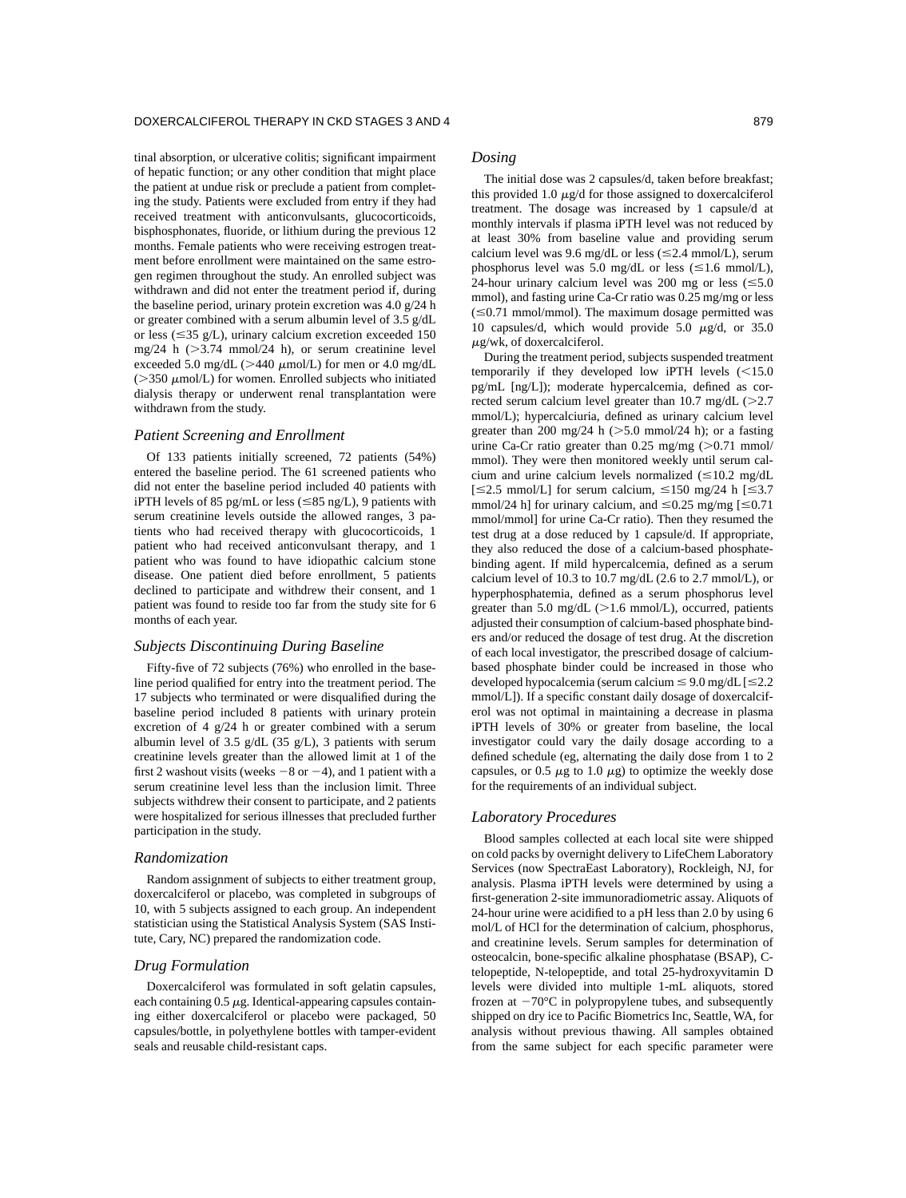tinal absorption, or ulcerative colitis; significant impairment of hepatic function; or any other condition that might place the patient at undue risk or preclude a patient from completing the study. Patients were excluded from entry if they had received treatment with anticonvulsants, glucocorticoids, bisphosphonates, fluoride, or lithium during the previous 12 months. Female patients who were receiving estrogen treatment before enrollment were maintained on the same estrogen regimen throughout the study. An enrolled subject was withdrawn and did not enter the treatment period if, during the baseline period, urinary protein excretion was 4.0 g/24 h or greater combined with a serum albumin level of 3.5 g/dL or less (≤35 g/L), urinary calcium excretion exceeded 150 mg/24 h (>3.74 mmol/24 h), or serum creatinine level exceeded 5.0 mg/dL (>440 μmol/L) for men or 4.0 mg/dL (>350 μmol/L) for women. Enrolled subjects who initiated dialysis therapy or underwent renal transplantation were withdrawn from the study.

### *Patient Screening and Enrollment*

Of 133 patients initially screened, 72 patients (54%) entered the baseline period. The 61 screened patients who did not enter the baseline period included 40 patients with iPTH levels of 85 pg/mL or less (≤85 ng/L), 9 patients with serum creatinine levels outside the allowed ranges, 3 patients who had received therapy with glucocorticoids, 1 patient who had received anticonvulsant therapy, and 1 patient who was found to have idiopathic calcium stone disease. One patient died before enrollment, 5 patients declined to participate and withdrew their consent, and 1 patient was found to reside too far from the study site for 6 months of each year.

### *Subjects Discontinuing During Baseline*

Fifty-five of 72 subjects (76%) who enrolled in the baseline period qualified for entry into the treatment period. The 17 subjects who terminated or were disqualified during the baseline period included 8 patients with urinary protein excretion of 4 g/24 h or greater combined with a serum albumin level of 3.5 g/dL (35 g/L), 3 patients with serum creatinine levels greater than the allowed limit at 1 of the first 2 washout visits (weeks −8 or −4), and 1 patient with a serum creatinine level less than the inclusion limit. Three subjects withdrew their consent to participate, and 2 patients were hospitalized for serious illnesses that precluded further participation in the study.

### *Randomization*

Random assignment of subjects to either treatment group, doxercalciferol or placebo, was completed in subgroups of 10, with 5 subjects assigned to each group. An independent statistician using the Statistical Analysis System (SAS Institute, Cary, NC) prepared the randomization code.

### *Drug Formulation*

Doxercalciferol was formulated in soft gelatin capsules, each containing 0.5 μg. Identical-appearing capsules containing either doxercalciferol or placebo were packaged, 50 capsules/bottle, in polyethylene bottles with tamper-evident seals and reusable child-resistant caps.

### *Dosing*

The initial dose was 2 capsules/d, taken before breakfast; this provided 1.0 μg/d for those assigned to doxercalciferol treatment. The dosage was increased by 1 capsule/d at monthly intervals if plasma iPTH level was not reduced by at least 30% from baseline value and providing serum calcium level was 9.6 mg/dL or less (≤2.4 mmol/L), serum phosphorus level was 5.0 mg/dL or less (≤1.6 mmol/L), 24-hour urinary calcium level was 200 mg or less (≤5.0 mmol), and fasting urine Ca-Cr ratio was 0.25 mg/mg or less (≤0.71 mmol/mmol). The maximum dosage permitted was 10 capsules/d, which would provide 5.0 μg/d, or 35.0 μg/wk, of doxercalciferol.

During the treatment period, subjects suspended treatment temporarily if they developed low iPTH levels (<15.0 pg/mL [ng/L]); moderate hypercalcemia, defined as corrected serum calcium level greater than 10.7 mg/dL (>2.7 mmol/L); hypercalciuria, defined as urinary calcium level greater than 200 mg/24 h (>5.0 mmol/24 h); or a fasting urine Ca-Cr ratio greater than 0.25 mg/mg (>0.71 mmol/mmol). They were then monitored weekly until serum calcium and urine calcium levels normalized (≤10.2 mg/dL [≤2.5 mmol/L] for serum calcium, ≤150 mg/24 h [≤3.7 mmol/24 h] for urinary calcium, and ≤0.25 mg/mg [≤0.71 mmol/mmol] for urine Ca-Cr ratio). Then they resumed the test drug at a dose reduced by 1 capsule/d. If appropriate, they also reduced the dose of a calcium-based phosphate-binding agent. If mild hypercalcemia, defined as a serum calcium level of 10.3 to 10.7 mg/dL (2.6 to 2.7 mmol/L), or hyperphosphatemia, defined as a serum phosphorus level greater than 5.0 mg/dL (>1.6 mmol/L), occurred, patients adjusted their consumption of calcium-based phosphate binders and/or reduced the dosage of test drug. At the discretion of each local investigator, the prescribed dosage of calcium-based phosphate binder could be increased in those who developed hypocalcemia (serum calcium ≤ 9.0 mg/dL [≤2.2 mmol/L]). If a specific constant daily dosage of doxercalciferol was not optimal in maintaining a decrease in plasma iPTH levels of 30% or greater from baseline, the local investigator could vary the daily dosage according to a defined schedule (eg, alternating the daily dose from 1 to 2 capsules, or 0.5 μg to 1.0 μg) to optimize the weekly dose for the requirements of an individual subject.

### *Laboratory Procedures*

Blood samples collected at each local site were shipped on cold packs by overnight delivery to LifeChem Laboratory Services (now SpectraEast Laboratory), Rockleigh, NJ, for analysis. Plasma iPTH levels were determined by using a first-generation 2-site immunoradiometric assay. Aliquots of 24-hour urine were acidified to a pH less than 2.0 by using 6 mol/L of HCl for the determination of calcium, phosphorus, and creatinine levels. Serum samples for determination of osteocalcin, bone-specific alkaline phosphatase (BSAP), C-telopeptide, N-telopeptide, and total 25-hydroxyvitamin D levels were divided into multiple 1-mL aliquots, stored frozen at −70°C in polypropylene tubes, and subsequently shipped on dry ice to Pacific Biometrics Inc, Seattle, WA, for analysis without previous thawing. All samples obtained from the same subject for each specific parameter were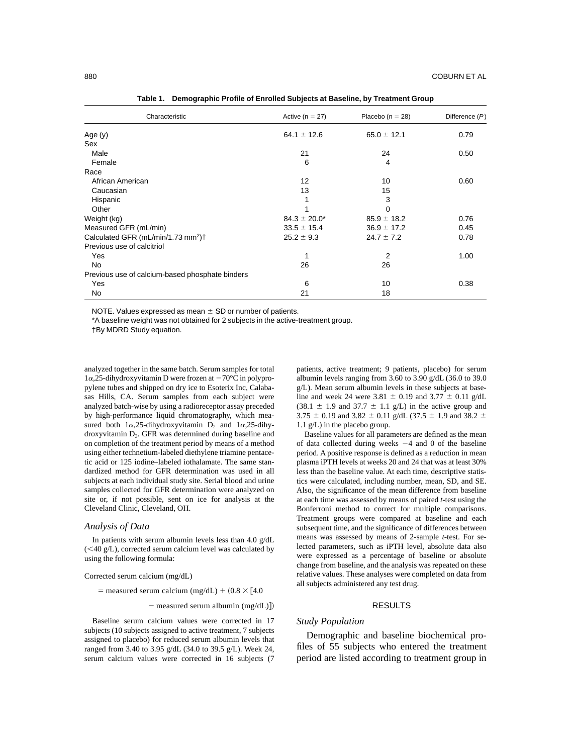**Table 1. Demographic Profile of Enrolled Subjects at Baseline, by Treatment Group**

| Characteristic | Active (n = 27) | Placebo (n = 28) | Difference (*P*) |
|---|---|---|---|
| Age (y) | 64.1 ± 12.6 | 65.0 ± 12.1 | 0.79 |
| Sex | | | |
| Male | 21 | 24 | 0.50 |
| Female | 6 | 4 | |
| Race | | | |
| African American | 12 | 10 | 0.60 |
| Caucasian | 13 | 15 | |
| Hispanic | 1 | 3 | |
| Other | 1 | 0 | |
| Weight (kg) | 84.3 ± 20.0* | 85.9 ± 18.2 | 0.76 |
| Measured GFR (mL/min) | 33.5 ± 15.4 | 36.9 ± 17.2 | 0.45 |
| Calculated GFR (mL/min/1.73 $mm^2$)† | 25.2 ± 9.3 | 24.7 ± 7.2 | 0.78 |
| Previous use of calcitriol | | | |
| Yes | 1 | 2 | 1.00 |
| No | 26 | 26 | |
| Previous use of calcium-based phosphate binders | | | |
| Yes | 6 | 10 | 0.38 |
| No | 21 | 18 | |

NOTE. Values expressed as mean ± SD or number of patients.

*A baseline weight was not obtained for 2 subjects in the active-treatment group.

†By MDRD Study equation.

analyzed together in the same batch. Serum samples for total 1α,25-dihydroxyvitamin D were frozen at −70°C in polypropylene tubes and shipped on dry ice to Esoterix Inc, Calabasas Hills, CA. Serum samples from each subject were analyzed batch-wise by using a radioreceptor assay preceded by high-performance liquid chromatography, which measured both 1α,25-dihydroxyvitamin $D_2$ and 1α,25-dihydroxyvitamin $D_3$. GFR was determined during baseline and on completion of the treatment period by means of a method using either technetium-labeled diethylene triamine pentacetic acid or 125 iodine–labeled iothalamate. The same standardized method for GFR determination was used in all subjects at each individual study site. Serial blood and urine samples collected for GFR determination were analyzed on site or, if not possible, sent on ice for analysis at the Cleveland Clinic, Cleveland, OH.

### *Analysis of Data*

In patients with serum albumin levels less than 4.0 g/dL (<40 g/L), corrected serum calcium level was calculated by using the following formula:

$$\text{Corrected serum calcium (mg/dL)} = \text{measured serum calcium (mg/dL)} + (0.8 \times [4.0 - \text{measured serum albumin (mg/dL)}])$$

Baseline serum calcium values were corrected in 17 subjects (10 subjects assigned to active treatment, 7 subjects assigned to placebo) for reduced serum albumin levels that ranged from 3.40 to 3.95 g/dL (34.0 to 39.5 g/L). Week 24, serum calcium values were corrected in 16 subjects (7 patients, active treatment; 9 patients, placebo) for serum albumin levels ranging from 3.60 to 3.90 g/dL (36.0 to 39.0 g/L). Mean serum albumin levels in these subjects at baseline and week 24 were 3.81 ± 0.19 and 3.77 ± 0.11 g/dL (38.1 ± 1.9 and 37.7 ± 1.1 g/L) in the active group and 3.75 ± 0.19 and 3.82 ± 0.11 g/dL (37.5 ± 1.9 and 38.2 ± 1.1 g/L) in the placebo group.

Baseline values for all parameters are defined as the mean of data collected during weeks −4 and 0 of the baseline period. A positive response is defined as a reduction in mean plasma iPTH levels at weeks 20 and 24 that was at least 30% less than the baseline value. At each time, descriptive statistics were calculated, including number, mean, SD, and SE. Also, the significance of the mean difference from baseline at each time was assessed by means of paired *t*-test using the Bonferroni method to correct for multiple comparisons. Treatment groups were compared at baseline and each subsequent time, and the significance of differences between means was assessed by means of 2-sample *t*-test. For selected parameters, such as iPTH level, absolute data also were expressed as a percentage of baseline or absolute change from baseline, and the analysis was repeated on these relative values. These analyses were completed on data from all subjects administered any test drug.

## RESULTS

### *Study Population*

Demographic and baseline biochemical profiles of 55 subjects who entered the treatment period are listed according to treatment group in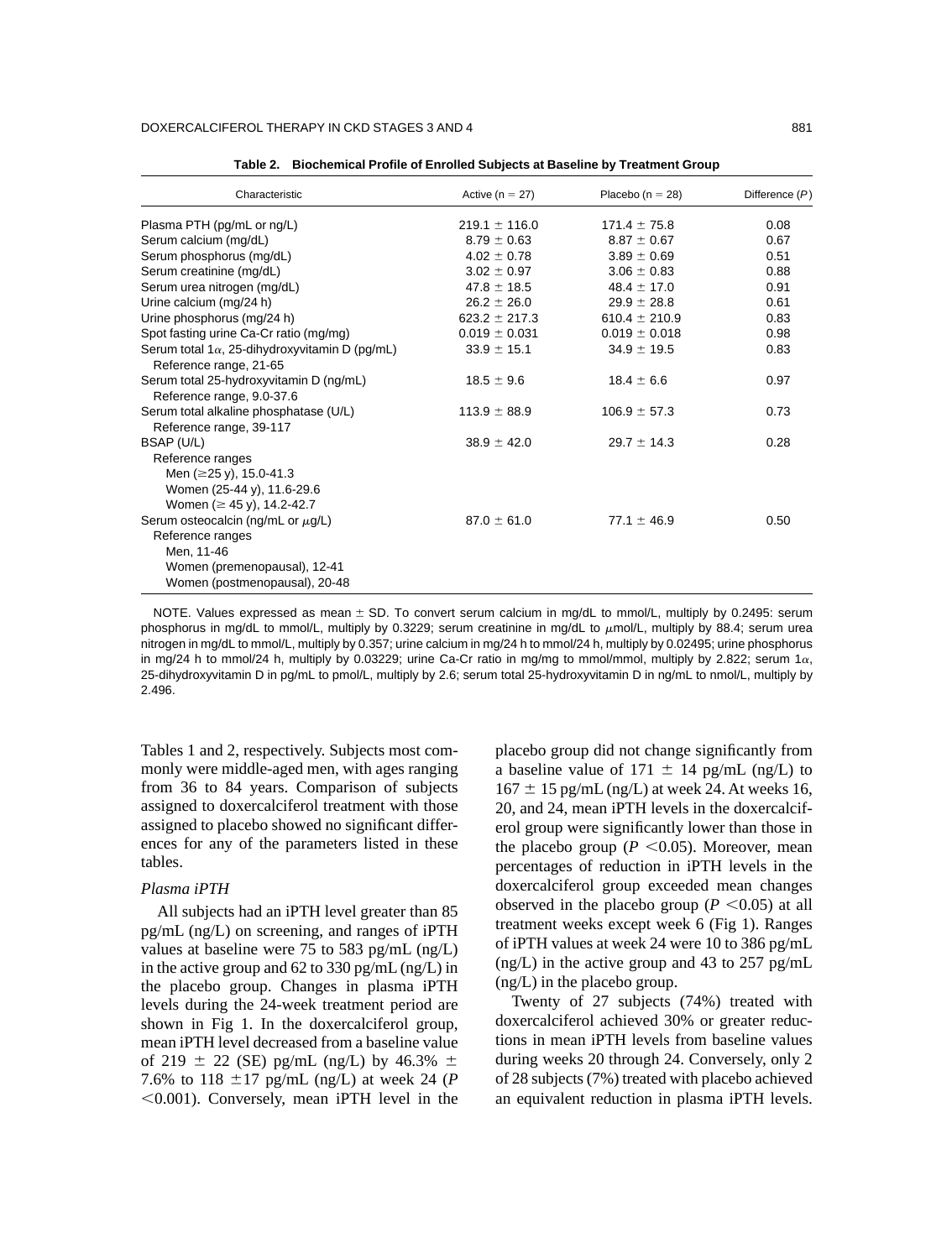**Table 2. Biochemical Profile of Enrolled Subjects at Baseline by Treatment Group**

| Characteristic | Active (n = 27) | Placebo (n = 28) | Difference (*P*) |
|---|---|---|---|
| Plasma PTH (pg/mL or ng/L) | 219.1 ± 116.0 | 171.4 ± 75.8 | 0.08 |
| Serum calcium (mg/dL) | 8.79 ± 0.63 | 8.87 ± 0.67 | 0.67 |
| Serum phosphorus (mg/dL) | 4.02 ± 0.78 | 3.89 ± 0.69 | 0.51 |
| Serum creatinine (mg/dL) | 3.02 ± 0.97 | 3.06 ± 0.83 | 0.88 |
| Serum urea nitrogen (mg/dL) | 47.8 ± 18.5 | 48.4 ± 17.0 | 0.91 |
| Urine calcium (mg/24 h) | 26.2 ± 26.0 | 29.9 ± 28.8 | 0.61 |
| Urine phosphorus (mg/24 h) | 623.2 ± 217.3 | 610.4 ± 210.9 | 0.83 |
| Spot fasting urine Ca-Cr ratio (mg/mg) | 0.019 ± 0.031 | 0.019 ± 0.018 | 0.98 |
| Serum total 1α, 25-dihydroxyvitamin D (pg/mL)<br>Reference range, 21-65 | 33.9 ± 15.1 | 34.9 ± 19.5 | 0.83 |
| Serum total 25-hydroxyvitamin D (ng/mL)<br>Reference range, 9.0-37.6 | 18.5 ± 9.6 | 18.4 ± 6.6 | 0.97 |
| Serum total alkaline phosphatase (U/L)<br>Reference range, 39-117 | 113.9 ± 88.9 | 106.9 ± 57.3 | 0.73 |
| BSAP (U/L)<br>Reference ranges<br>Men (≥25 y), 15.0-41.3<br>Women (25-44 y), 11.6-29.6<br>Women (≥ 45 y), 14.2-42.7 | 38.9 ± 42.0 | 29.7 ± 14.3 | 0.28 |
| Serum osteocalcin (ng/mL or μg/L)<br>Reference ranges<br>Men, 11-46<br>Women (premenopausal), 12-41<br>Women (postmenopausal), 20-48 | 87.0 ± 61.0 | 77.1 ± 46.9 | 0.50 |

NOTE. Values expressed as mean ± SD. To convert serum calcium in mg/dL to mmol/L, multiply by 0.2495: serum phosphorus in mg/dL to mmol/L, multiply by 0.3229; serum creatinine in mg/dL to μmol/L, multiply by 88.4; serum urea nitrogen in mg/dL to mmol/L, multiply by 0.357; urine calcium in mg/24 h to mmol/24 h, multiply by 0.02495; urine phosphorus in mg/24 h to mmol/24 h, multiply by 0.03229; urine Ca-Cr ratio in mg/mg to mmol/mmol, multiply by 2.822; serum 1α, 25-dihydroxyvitamin D in pg/mL to pmol/L, multiply by 2.6; serum total 25-hydroxyvitamin D in ng/mL to nmol/L, multiply by 2.496.

Tables 1 and 2, respectively. Subjects most commonly were middle-aged men, with ages ranging from 36 to 84 years. Comparison of subjects assigned to doxercalciferol treatment with those assigned to placebo showed no significant differences for any of the parameters listed in these tables.

### *Plasma iPTH*

All subjects had an iPTH level greater than 85 pg/mL (ng/L) on screening, and ranges of iPTH values at baseline were 75 to 583 pg/mL (ng/L) in the active group and 62 to 330 pg/mL (ng/L) in the placebo group. Changes in plasma iPTH levels during the 24-week treatment period are shown in Fig 1. In the doxercalciferol group, mean iPTH level decreased from a baseline value of 219 ± 22 (SE) pg/mL (ng/L) by 46.3% ± 7.6% to 118 ±17 pg/mL (ng/L) at week 24 ($P$ <0.001). Conversely, mean iPTH level in the placebo group did not change significantly from a baseline value of 171 ± 14 pg/mL (ng/L) to 167 ± 15 pg/mL (ng/L) at week 24. At weeks 16, 20, and 24, mean iPTH levels in the doxercalciferol group were significantly lower than those in the placebo group ($P$ <0.05). Moreover, mean percentages of reduction in iPTH levels in the doxercalciferol group exceeded mean changes observed in the placebo group ($P$ <0.05) at all treatment weeks except week 6 (Fig 1). Ranges of iPTH values at week 24 were 10 to 386 pg/mL (ng/L) in the active group and 43 to 257 pg/mL (ng/L) in the placebo group.

Twenty of 27 subjects (74%) treated with doxercalciferol achieved 30% or greater reductions in mean iPTH levels from baseline values during weeks 20 through 24. Conversely, only 2 of 28 subjects (7%) treated with placebo achieved an equivalent reduction in plasma iPTH levels.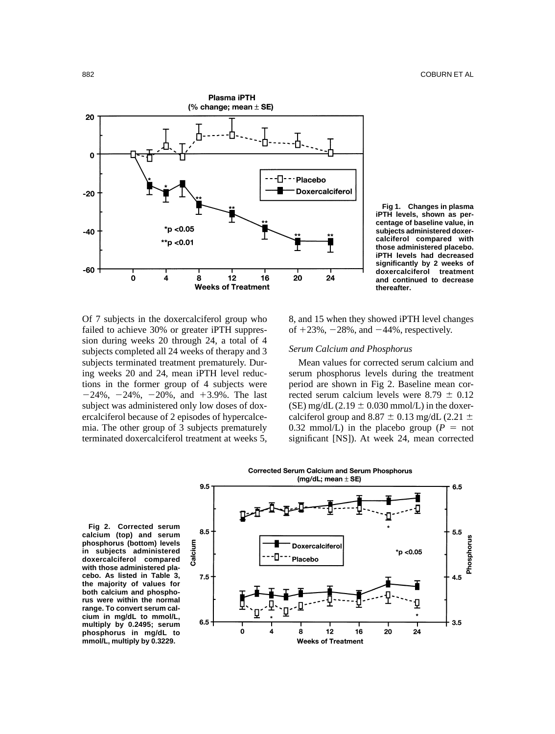Fig 1. Changes in plasma iPTH levels, shown as percentage of baseline value, in subjects administered doxercalciferol compared with those administered placebo. iPTH levels had decreased significantly by 2 weeks of doxercalciferol treatment and continued to decrease thereafter.

Of 7 subjects in the doxercalciferol group who failed to achieve 30% or greater iPTH suppression during weeks 20 through 24, a total of 4 subjects completed all 24 weeks of therapy and 3 subjects terminated treatment prematurely. During weeks 20 and 24, mean iPTH level reductions in the former group of 4 subjects were −24%, −24%, −20%, and +3.9%. The last subject was administered only low doses of doxercalciferol because of 2 episodes of hypercalcemia. The other group of 3 subjects prematurely terminated doxercalciferol treatment at weeks 5, 8, and 15 when they showed iPTH level changes of +23%, −28%, and −44%, respectively.

### *Serum Calcium and Phosphorus*

Mean values for corrected serum calcium and serum phosphorus levels during the treatment period are shown in Fig 2. Baseline mean corrected serum calcium levels were 8.79 ± 0.12 (SE) mg/dL (2.19 ± 0.030 mmol/L) in the doxercalciferol group and 8.87 ± 0.13 mg/dL (2.21 ± 0.32 mmol/L) in the placebo group ($P$ = not significant [NS]). At week 24, mean corrected

Fig 2. Corrected serum calcium (top) and serum phosphorus (bottom) levels in subjects administered doxercalciferol compared with those administered placebo. As listed in Table 3, the majority of values for both calcium and phosphorus were within the normal range. To convert serum calcium in mg/dL to mmol/L, multiply by 0.2495; serum phosphorus in mg/dL to mmol/L, multiply by 0.3229.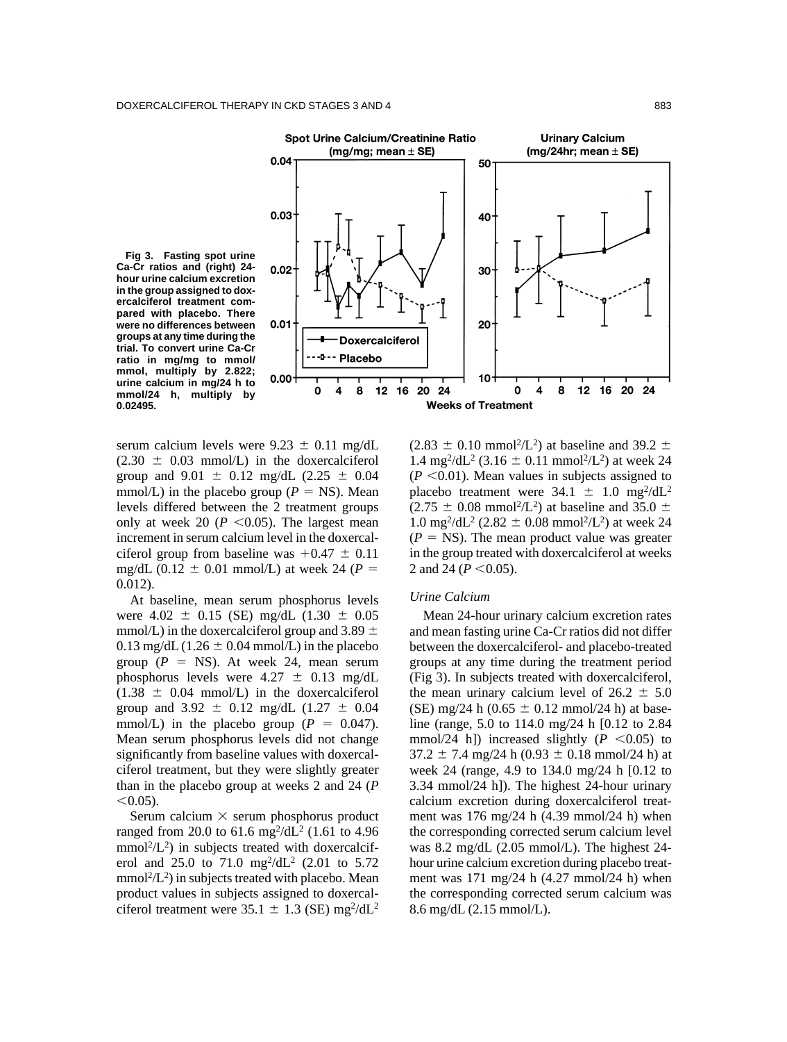Fig 3. Fasting spot urine Ca-Cr ratios and (right) 24-hour urine calcium excretion in the group assigned to doxercalciferol treatment compared with placebo. There were no differences between groups at any time during the trial. To convert urine Ca-Cr ratio in mg/mg to mmol/mmol, multiply by 2.822; urine calcium in mg/24 h to mmol/24 h, multiply by 0.02495.

serum calcium levels were 9.23 ± 0.11 mg/dL (2.30 ± 0.03 mmol/L) in the doxercalciferol group and 9.01 ± 0.12 mg/dL (2.25 ± 0.04 mmol/L) in the placebo group ($P$ = NS). Mean levels differed between the 2 treatment groups only at week 20 ($P < 0.05$). The largest mean increment in serum calcium level in the doxercalciferol group from baseline was +0.47 ± 0.11 mg/dL (0.12 ± 0.01 mmol/L) at week 24 ($P = 0.012$).

At baseline, mean serum phosphorus levels were 4.02 ± 0.15 (SE) mg/dL (1.30 ± 0.05 mmol/L) in the doxercalciferol group and 3.89 ± 0.13 mg/dL (1.26 ± 0.04 mmol/L) in the placebo group ($P$ = NS). At week 24, mean serum phosphorus levels were 4.27 ± 0.13 mg/dL (1.38 ± 0.04 mmol/L) in the doxercalciferol group and 3.92 ± 0.12 mg/dL (1.27 ± 0.04 mmol/L) in the placebo group ($P = 0.047$). Mean serum phosphorus levels did not change significantly from baseline values with doxercalciferol treatment, but they were slightly greater than in the placebo group at weeks 2 and 24 ($P < 0.05$).

Serum calcium × serum phosphorus product ranged from 20.0 to 61.6 $mg^2/dL^2$ (1.61 to 4.96 $mmol^2/L^2$) in subjects treated with doxercalciferol and 25.0 to 71.0 $mg^2/dL^2$ (2.01 to 5.72 $mmol^2/L^2$) in subjects treated with placebo. Mean product values in subjects assigned to doxercalciferol treatment were 35.1 ± 1.3 (SE) $mg^2/dL^2$ (2.83 ± 0.10 $mmol^2/L^2$) at baseline and 39.2 ± 1.4 $mg^2/dL^2$ (3.16 ± 0.11 $mmol^2/L^2$) at week 24 ($P < 0.01$). Mean values in subjects assigned to placebo treatment were 34.1 ± 1.0 $mg^2/dL^2$ (2.75 ± 0.08 $mmol^2/L^2$) at baseline and 35.0 ± 1.0 $mg^2/dL^2$ (2.82 ± 0.08 $mmol^2/L^2$) at week 24 ($P$ = NS). The mean product value was greater in the group treated with doxercalciferol at weeks 2 and 24 ($P < 0.05$).

### *Urine Calcium*

Mean 24-hour urinary calcium excretion rates and mean fasting urine Ca-Cr ratios did not differ between the doxercalciferol- and placebo-treated groups at any time during the treatment period (Fig 3). In subjects treated with doxercalciferol, the mean urinary calcium level of 26.2 ± 5.0 (SE) mg/24 h (0.65 ± 0.12 mmol/24 h) at baseline (range, 5.0 to 114.0 mg/24 h [0.12 to 2.84 mmol/24 h]) increased slightly ($P < 0.05$) to 37.2 ± 7.4 mg/24 h (0.93 ± 0.18 mmol/24 h) at week 24 (range, 4.9 to 134.0 mg/24 h [0.12 to 3.34 mmol/24 h]). The highest 24-hour urinary calcium excretion during doxercalciferol treatment was 176 mg/24 h (4.39 mmol/24 h) when the corresponding corrected serum calcium level was 8.2 mg/dL (2.05 mmol/L). The highest 24-hour urine calcium excretion during placebo treatment was 171 mg/24 h (4.27 mmol/24 h) when the corresponding corrected serum calcium was 8.6 mg/dL (2.15 mmol/L).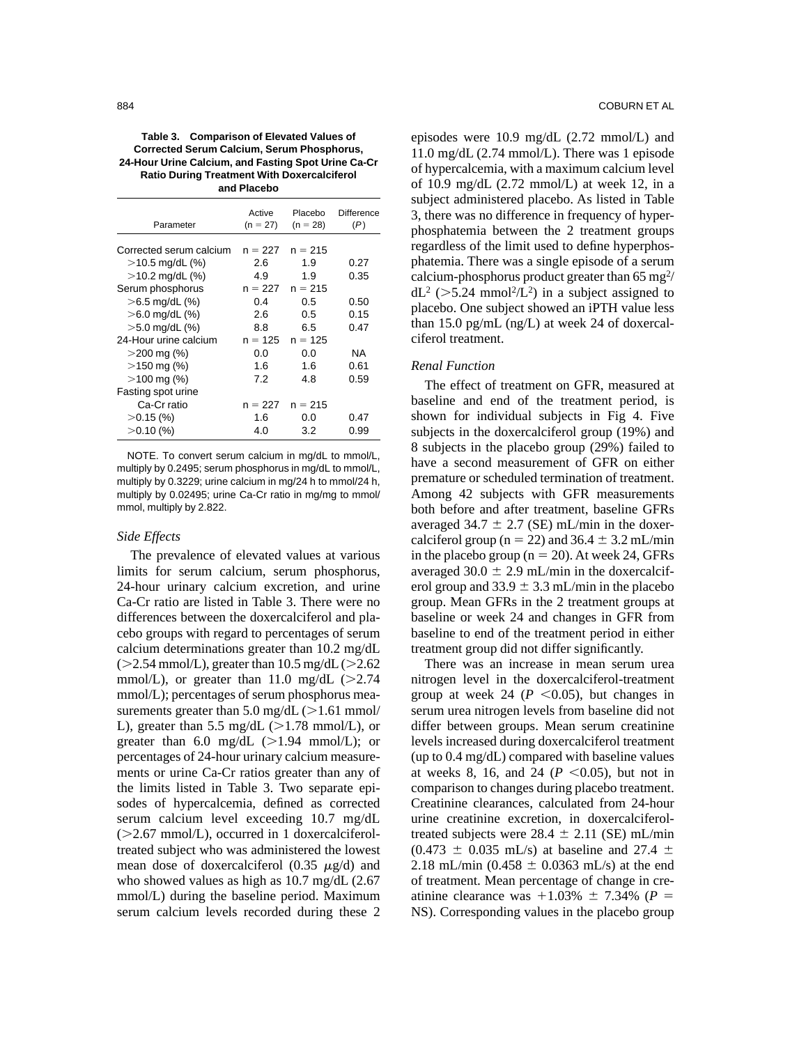**Table 3. Comparison of Elevated Values of Corrected Serum Calcium, Serum Phosphorus, 24-Hour Urine Calcium, and Fasting Spot Urine Ca-Cr Ratio During Treatment With Doxercalciferol and Placebo**

| Parameter | Active (n = 27) | Placebo (n = 28) | Difference (*P*) |
|---|---|---|---|
| Corrected serum calcium | n = 227 | n = 215 | |
| >10.5 mg/dL (%) | 2.6 | 1.9 | 0.27 |
| >10.2 mg/dL (%) | 4.9 | 1.9 | 0.35 |
| Serum phosphorus | n = 227 | n = 215 | |
| >6.5 mg/dL (%) | 0.4 | 0.5 | 0.50 |
| >6.0 mg/dL (%) | 2.6 | 0.5 | 0.15 |
| >5.0 mg/dL (%) | 8.8 | 6.5 | 0.47 |
| 24-Hour urine calcium | n = 125 | n = 125 | |
| >200 mg (%) | 0.0 | 0.0 | NA |
| >150 mg (%) | 1.6 | 1.6 | 0.61 |
| >100 mg (%) | 7.2 | 4.8 | 0.59 |
| Fasting spot urine Ca-Cr ratio | n = 227 | n = 215 | |
| >0.15 (%) | 1.6 | 0.0 | 0.47 |
| >0.10 (%) | 4.0 | 3.2 | 0.99 |

NOTE. To convert serum calcium in mg/dL to mmol/L, multiply by 0.2495; serum phosphorus in mg/dL to mmol/L, multiply by 0.3229; urine calcium in mg/24 h to mmol/24 h, multiply by 0.02495; urine Ca-Cr ratio in mg/mg to mmol/mmol, multiply by 2.822.

### *Side Effects*

The prevalence of elevated values at various limits for serum calcium, serum phosphorus, 24-hour urinary calcium excretion, and urine Ca-Cr ratio are listed in Table 3. There were no differences between the doxercalciferol and placebo groups with regard to percentages of serum calcium determinations greater than 10.2 mg/dL (>2.54 mmol/L), greater than 10.5 mg/dL (>2.62 mmol/L), or greater than 11.0 mg/dL (>2.74 mmol/L); percentages of serum phosphorus measurements greater than 5.0 mg/dL (>1.61 mmol/L), greater than 5.5 mg/dL (>1.78 mmol/L), or greater than 6.0 mg/dL (>1.94 mmol/L); or percentages of 24-hour urinary calcium measurements or urine Ca-Cr ratios greater than any of the limits listed in Table 3. Two separate episodes of hypercalcemia, defined as corrected serum calcium level exceeding 10.7 mg/dL (>2.67 mmol/L), occurred in 1 doxercalciferol-treated subject who was administered the lowest mean dose of doxercalciferol (0.35 $\mu$g/d) and who showed values as high as 10.7 mg/dL (2.67 mmol/L) during the baseline period. Maximum serum calcium levels recorded during these 2 episodes were 10.9 mg/dL (2.72 mmol/L) and 11.0 mg/dL (2.74 mmol/L). There was 1 episode of hypercalcemia, with a maximum calcium level of 10.9 mg/dL (2.72 mmol/L) at week 12, in a subject administered placebo. As listed in Table 3, there was no difference in frequency of hyperphosphatemia between the 2 treatment groups regardless of the limit used to define hyperphosphatemia. There was a single episode of a serum calcium-phosphorus product greater than 65 $mg^2/dL^2$ (>5.24 $mmol^2/L^2$) in a subject assigned to placebo. One subject showed an iPTH value less than 15.0 pg/mL (ng/L) at week 24 of doxercalciferol treatment.

### *Renal Function*

The effect of treatment on GFR, measured at baseline and end of the treatment period, is shown for individual subjects in Fig 4. Five subjects in the doxercalciferol group (19%) and 8 subjects in the placebo group (29%) failed to have a second measurement of GFR on either premature or scheduled termination of treatment. Among 42 subjects with GFR measurements both before and after treatment, baseline GFRs averaged 34.7 ± 2.7 (SE) mL/min in the doxercalciferol group (n = 22) and 36.4 ± 3.2 mL/min in the placebo group (n = 20). At week 24, GFRs averaged 30.0 ± 2.9 mL/min in the doxercalciferol group and 33.9 ± 3.3 mL/min in the placebo group. Mean GFRs in the 2 treatment groups at baseline or week 24 and changes in GFR from baseline to end of the treatment period in either treatment group did not differ significantly.

There was an increase in mean serum urea nitrogen level in the doxercalciferol-treatment group at week 24 ($P < 0.05$), but changes in serum urea nitrogen levels from baseline did not differ between groups. Mean serum creatinine levels increased during doxercalciferol treatment (up to 0.4 mg/dL) compared with baseline values at weeks 8, 16, and 24 ($P < 0.05$), but not in comparison to changes during placebo treatment. Creatinine clearances, calculated from 24-hour urine creatinine excretion, in doxercalciferol-treated subjects were 28.4 ± 2.11 (SE) mL/min (0.473 ± 0.035 mL/s) at baseline and 27.4 ± 2.18 mL/min (0.458 ± 0.0363 mL/s) at the end of treatment. Mean percentage of change in creatinine clearance was +1.03% ± 7.34% (*P* = NS). Corresponding values in the placebo group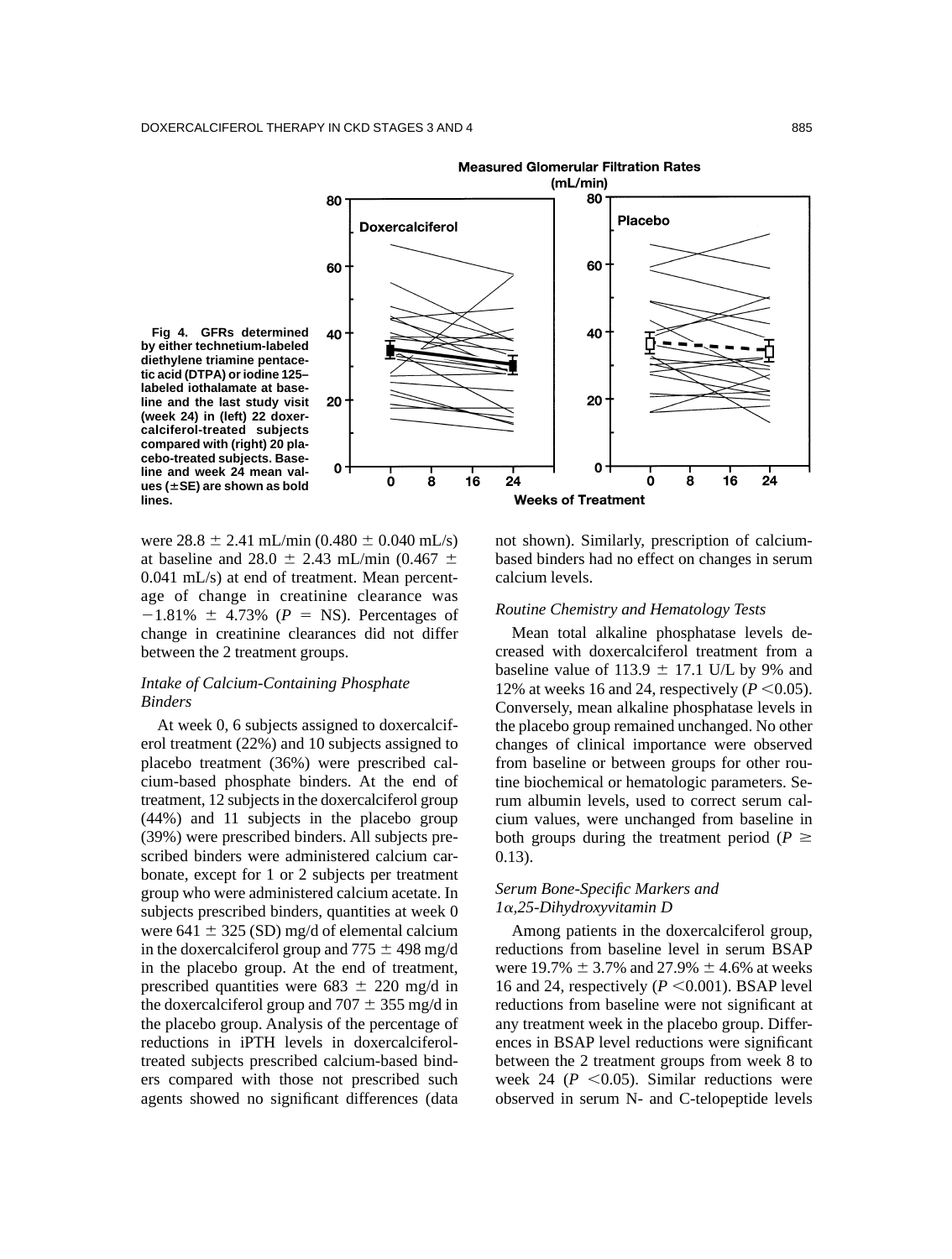**Fig 4. GFRs determined by either technetium-labeled diethylene triamine pentacetic acid (DTPA) or iodine 125–labeled iothalamate at baseline and the last study visit (week 24) in (left) 22 doxercalciferol-treated subjects compared with (right) 20 placebo-treated subjects. Baseline and week 24 mean values (±SE) are shown as bold lines.**

were 28.8 ± 2.41 mL/min (0.480 ± 0.040 mL/s) at baseline and 28.0 ± 2.43 mL/min (0.467 ± 0.041 mL/s) at end of treatment. Mean percentage of change in creatinine clearance was −1.81% ± 4.73% ($P$ = NS). Percentages of change in creatinine clearances did not differ between the 2 treatment groups.

### *Intake of Calcium-Containing Phosphate Binders*

At week 0, 6 subjects assigned to doxercalciferol treatment (22%) and 10 subjects assigned to placebo treatment (36%) were prescribed calcium-based phosphate binders. At the end of treatment, 12 subjects in the doxercalciferol group (44%) and 11 subjects in the placebo group (39%) were prescribed binders. All subjects prescribed binders were administered calcium carbonate, except for 1 or 2 subjects per treatment group who were administered calcium acetate. In subjects prescribed binders, quantities at week 0 were 641 ± 325 (SD) mg/d of elemental calcium in the doxercalciferol group and 775 ± 498 mg/d in the placebo group. At the end of treatment, prescribed quantities were 683 ± 220 mg/d in the doxercalciferol group and 707 ± 355 mg/d in the placebo group. Analysis of the percentage of reductions in iPTH levels in doxercalciferol-treated subjects prescribed calcium-based binders compared with those not prescribed such agents showed no significant differences (data not shown). Similarly, prescription of calcium-based binders had no effect on changes in serum calcium levels.

### *Routine Chemistry and Hematology Tests*

Mean total alkaline phosphatase levels decreased with doxercalciferol treatment from a baseline value of 113.9 ± 17.1 U/L by 9% and 12% at weeks 16 and 24, respectively ($P < 0.05$). Conversely, mean alkaline phosphatase levels in the placebo group remained unchanged. No other changes of clinical importance were observed from baseline or between groups for other routine biochemical or hematologic parameters. Serum albumin levels, used to correct serum calcium values, were unchanged from baseline in both groups during the treatment period ($P \geq 0.13$).

### *Serum Bone-Specific Markers and 1α,25-Dihydroxyvitamin D*

Among patients in the doxercalciferol group, reductions from baseline level in serum BSAP were 19.7% ± 3.7% and 27.9% ± 4.6% at weeks 16 and 24, respectively ($P < 0.001$). BSAP level reductions from baseline were not significant at any treatment week in the placebo group. Differences in BSAP level reductions were significant between the 2 treatment groups from week 8 to week 24 ($P < 0.05$). Similar reductions were observed in serum N- and C-telopeptide levels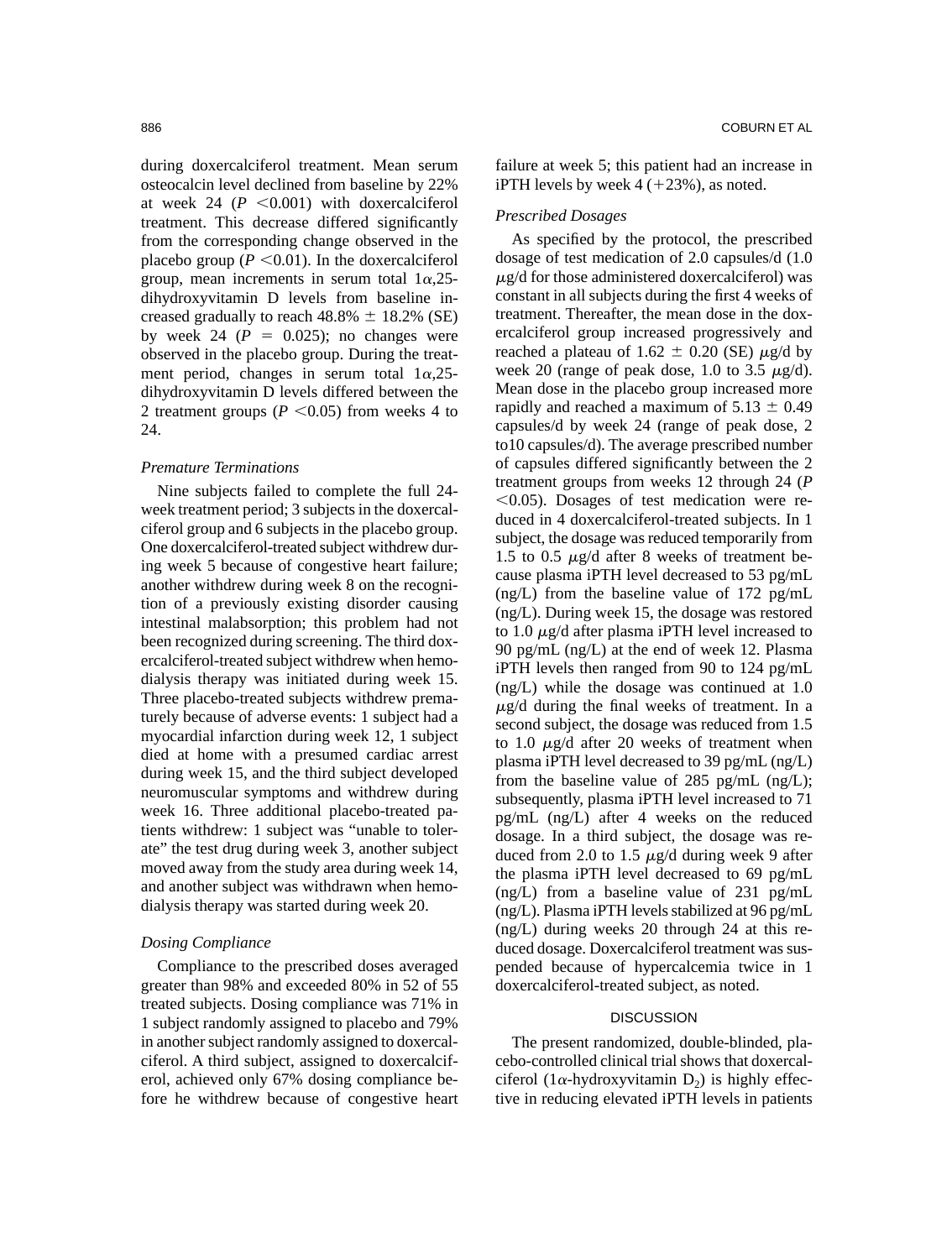during doxercalciferol treatment. Mean serum osteocalcin level declined from baseline by 22% at week 24 ($P < 0.001$) with doxercalciferol treatment. This decrease differed significantly from the corresponding change observed in the placebo group ($P < 0.01$). In the doxercalciferol group, mean increments in serum total 1$\alpha$,25-dihydroxyvitamin D levels from baseline increased gradually to reach 48.8% $\pm$ 18.2% (SE) by week 24 ($P = 0.025$); no changes were observed in the placebo group. During the treatment period, changes in serum total 1$\alpha$,25-dihydroxyvitamin D levels differed between the 2 treatment groups ($P < 0.05$) from weeks 4 to 24.

### *Premature Terminations*

Nine subjects failed to complete the full 24-week treatment period; 3 subjects in the doxercalciferol group and 6 subjects in the placebo group. One doxercalciferol-treated subject withdrew during week 5 because of congestive heart failure; another withdrew during week 8 on the recognition of a previously existing disorder causing intestinal malabsorption; this problem had not been recognized during screening. The third doxercalciferol-treated subject withdrew when hemodialysis therapy was initiated during week 15. Three placebo-treated subjects withdrew prematurely because of adverse events: 1 subject had a myocardial infarction during week 12, 1 subject died at home with a presumed cardiac arrest during week 15, and the third subject developed neuromuscular symptoms and withdrew during week 16. Three additional placebo-treated patients withdrew: 1 subject was "unable to tolerate" the test drug during week 3, another subject moved away from the study area during week 14, and another subject was withdrawn when hemodialysis therapy was started during week 20.

### *Dosing Compliance*

Compliance to the prescribed doses averaged greater than 98% and exceeded 80% in 52 of 55 treated subjects. Dosing compliance was 71% in 1 subject randomly assigned to placebo and 79% in another subject randomly assigned to doxercalciferol. A third subject, assigned to doxercalciferol, achieved only 67% dosing compliance before he withdrew because of congestive heart failure at week 5; this patient had an increase in iPTH levels by week 4 (+23%), as noted.

### *Prescribed Dosages*

As specified by the protocol, the prescribed dosage of test medication of 2.0 capsules/d (1.0 $\mu$g/d for those administered doxercalciferol) was constant in all subjects during the first 4 weeks of treatment. Thereafter, the mean dose in the doxercalciferol group increased progressively and reached a plateau of 1.62 $\pm$ 0.20 (SE) $\mu$g/d by week 20 (range of peak dose, 1.0 to 3.5 $\mu$g/d). Mean dose in the placebo group increased more rapidly and reached a maximum of 5.13 $\pm$ 0.49 capsules/d by week 24 (range of peak dose, 2 to10 capsules/d). The average prescribed number of capsules differed significantly between the 2 treatment groups from weeks 12 through 24 ($P < 0.05$). Dosages of test medication were reduced in 4 doxercalciferol-treated subjects. In 1 subject, the dosage was reduced temporarily from 1.5 to 0.5 $\mu$g/d after 8 weeks of treatment because plasma iPTH level decreased to 53 pg/mL (ng/L) from the baseline value of 172 pg/mL (ng/L). During week 15, the dosage was restored to 1.0 $\mu$g/d after plasma iPTH level increased to 90 pg/mL (ng/L) at the end of week 12. Plasma iPTH levels then ranged from 90 to 124 pg/mL (ng/L) while the dosage was continued at 1.0 $\mu$g/d during the final weeks of treatment. In a second subject, the dosage was reduced from 1.5 to 1.0 $\mu$g/d after 20 weeks of treatment when plasma iPTH level decreased to 39 pg/mL (ng/L) from the baseline value of 285 pg/mL (ng/L); subsequently, plasma iPTH level increased to 71 pg/mL (ng/L) after 4 weeks on the reduced dosage. In a third subject, the dosage was reduced from 2.0 to 1.5 $\mu$g/d during week 9 after the plasma iPTH level decreased to 69 pg/mL (ng/L) from a baseline value of 231 pg/mL (ng/L). Plasma iPTH levels stabilized at 96 pg/mL (ng/L) during weeks 20 through 24 at this reduced dosage. Doxercalciferol treatment was suspended because of hypercalcemia twice in 1 doxercalciferol-treated subject, as noted.

## DISCUSSION

The present randomized, double-blinded, placebo-controlled clinical trial shows that doxercalciferol (1$\alpha$-hydroxyvitamin $D_2$) is highly effective in reducing elevated iPTH levels in patients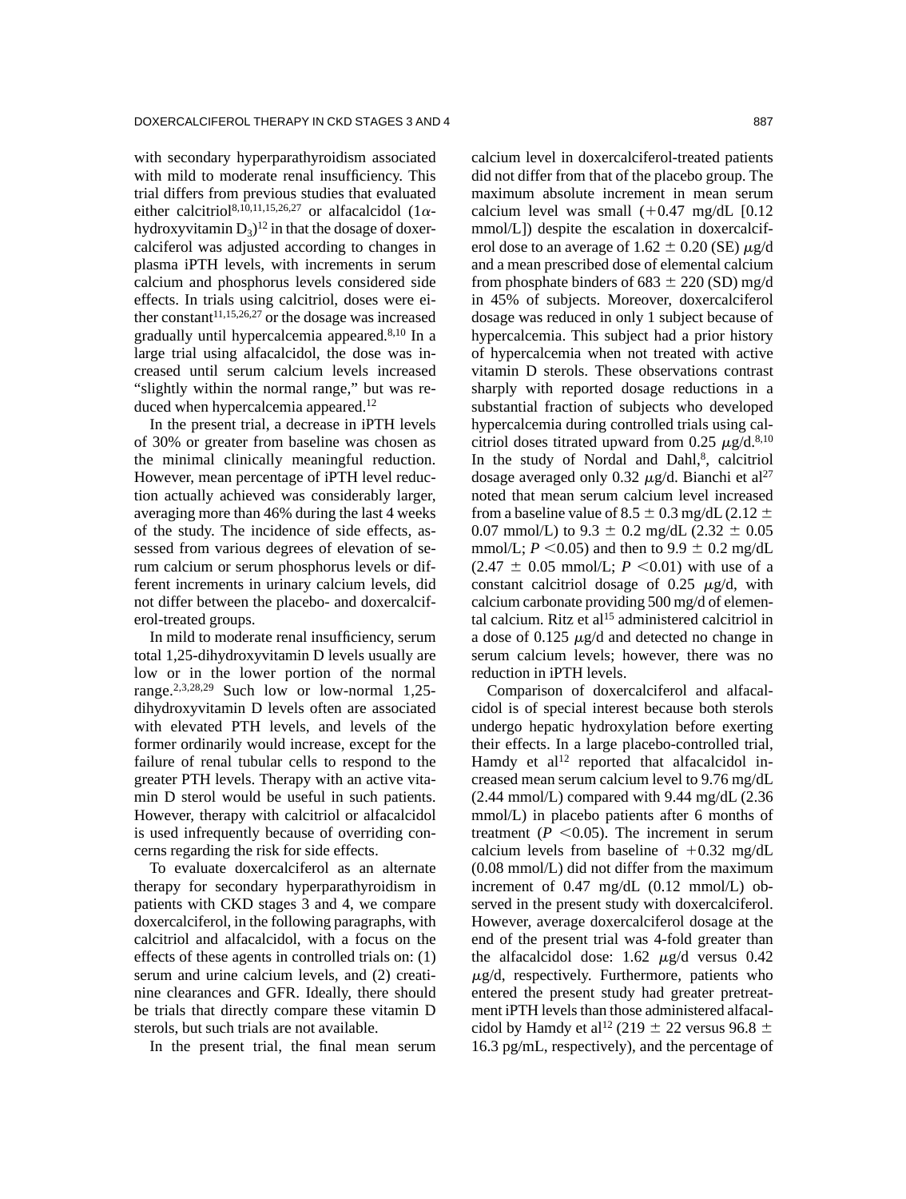with secondary hyperparathyroidism associated with mild to moderate renal insufficiency. This trial differs from previous studies that evaluated either calcitriol[8,10,11,15,26,27] or alfacalcidol (1$\alpha$-hydroxyvitamin $D_3$)[12] in that the dosage of doxercalciferol was adjusted according to changes in plasma iPTH levels, with increments in serum calcium and phosphorus levels considered side effects. In trials using calcitriol, doses were either constant[11,15,26,27] or the dosage was increased gradually until hypercalcemia appeared.[8,10] In a large trial using alfacalcidol, the dose was increased until serum calcium levels increased "slightly within the normal range," but was reduced when hypercalcemia appeared.[12]

In the present trial, a decrease in iPTH levels of 30% or greater from baseline was chosen as the minimal clinically meaningful reduction. However, mean percentage of iPTH level reduction actually achieved was considerably larger, averaging more than 46% during the last 4 weeks of the study. The incidence of side effects, assessed from various degrees of elevation of serum calcium or serum phosphorus levels or different increments in urinary calcium levels, did not differ between the placebo- and doxercalciferol-treated groups.

In mild to moderate renal insufficiency, serum total 1,25-dihydroxyvitamin D levels usually are low or in the lower portion of the normal range.[2,3,28,29] Such low or low-normal 1,25-dihydroxyvitamin D levels often are associated with elevated PTH levels, and levels of the former ordinarily would increase, except for the failure of renal tubular cells to respond to the greater PTH levels. Therapy with an active vitamin D sterol would be useful in such patients. However, therapy with calcitriol or alfacalcidol is used infrequently because of overriding concerns regarding the risk for side effects.

To evaluate doxercalciferol as an alternate therapy for secondary hyperparathyroidism in patients with CKD stages 3 and 4, we compare doxercalciferol, in the following paragraphs, with calcitriol and alfacalcidol, with a focus on the effects of these agents in controlled trials on: (1) serum and urine calcium levels, and (2) creatinine clearances and GFR. Ideally, there should be trials that directly compare these vitamin D sterols, but such trials are not available.

In the present trial, the final mean serum calcium level in doxercalciferol-treated patients did not differ from that of the placebo group. The maximum absolute increment in mean serum calcium level was small (+0.47 mg/dL [0.12 mmol/L]) despite the escalation in doxercalciferol dose to an average of 1.62 $\pm$ 0.20 (SE) $\mu$g/d and a mean prescribed dose of elemental calcium from phosphate binders of 683 $\pm$ 220 (SD) mg/d in 45% of subjects. Moreover, doxercalciferol dosage was reduced in only 1 subject because of hypercalcemia. This subject had a prior history of hypercalcemia when not treated with active vitamin D sterols. These observations contrast sharply with reported dosage reductions in a substantial fraction of subjects who developed hypercalcemia during controlled trials using calcitriol doses titrated upward from 0.25 $\mu$g/d.[8,10] In the study of Nordal and Dahl,[8], calcitriol dosage averaged only 0.32 $\mu$g/d. Bianchi et al[27] noted that mean serum calcium level increased from a baseline value of 8.5 $\pm$ 0.3 mg/dL (2.12 $\pm$ 0.07 mmol/L) to 9.3 $\pm$ 0.2 mg/dL (2.32 $\pm$ 0.05 mmol/L; $P < 0.05$) and then to 9.9 $\pm$ 0.2 mg/dL (2.47 $\pm$ 0.05 mmol/L; $P < 0.01$) with use of a constant calcitriol dosage of 0.25 $\mu$g/d, with calcium carbonate providing 500 mg/d of elemental calcium. Ritz et al[15] administered calcitriol in a dose of 0.125 $\mu$g/d and detected no change in serum calcium levels; however, there was no reduction in iPTH levels.

Comparison of doxercalciferol and alfacalcidol is of special interest because both sterols undergo hepatic hydroxylation before exerting their effects. In a large placebo-controlled trial, Hamdy et al[12] reported that alfacalcidol increased mean serum calcium level to 9.76 mg/dL (2.44 mmol/L) compared with 9.44 mg/dL (2.36 mmol/L) in placebo patients after 6 months of treatment ($P < 0.05$). The increment in serum calcium levels from baseline of +0.32 mg/dL (0.08 mmol/L) did not differ from the maximum increment of 0.47 mg/dL (0.12 mmol/L) observed in the present study with doxercalciferol. However, average doxercalciferol dosage at the end of the present trial was 4-fold greater than the alfacalcidol dose: 1.62 $\mu$g/d versus 0.42 $\mu$g/d, respectively. Furthermore, patients who entered the present study had greater pretreatment iPTH levels than those administered alfacalcidol by Hamdy et al[12] (219 $\pm$ 22 versus 96.8 $\pm$ 16.3 pg/mL, respectively), and the percentage of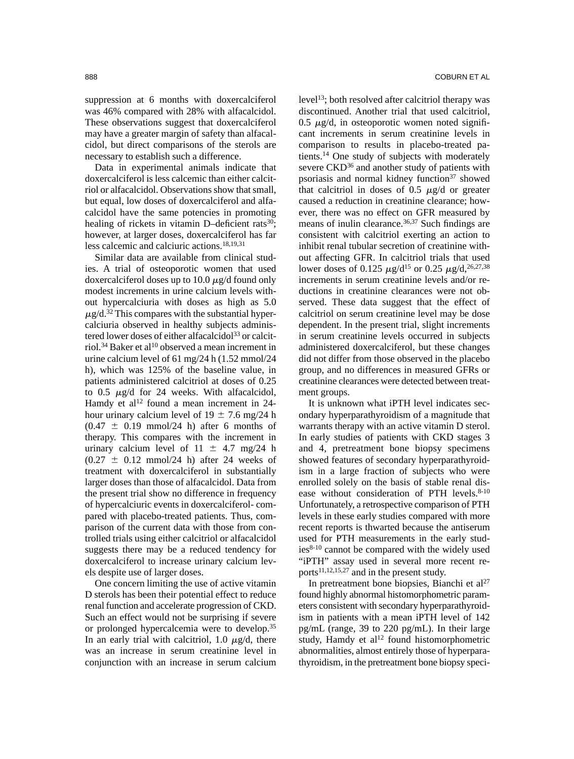suppression at 6 months with doxercalciferol was 46% compared with 28% with alfacalcidol. These observations suggest that doxercalciferol may have a greater margin of safety than alfacalcidol, but direct comparisons of the sterols are necessary to establish such a difference.

Data in experimental animals indicate that doxercalciferol is less calcemic than either calcitriol or alfacalcidol. Observations show that small, but equal, low doses of doxercalciferol and alfacalcidol have the same potencies in promoting healing of rickets in vitamin D–deficient rats[30]; however, at larger doses, doxercalciferol has far less calcemic and calciuric actions.[18,19,31]

Similar data are available from clinical studies. A trial of osteoporotic women that used doxercalciferol doses up to 10.0 $\mu$g/d found only modest increments in urine calcium levels without hypercalciuria with doses as high as 5.0 $\mu$g/d.[32] This compares with the substantial hypercalciuria observed in healthy subjects administered lower doses of either alfacalcidol[33] or calcitriol.[34] Baker et al[10] observed a mean increment in urine calcium level of 61 mg/24 h (1.52 mmol/24 h), which was 125% of the baseline value, in patients administered calcitriol at doses of 0.25 to 0.5 $\mu$g/d for 24 weeks. With alfacalcidol, Hamdy et al[12] found a mean increment in 24-hour urinary calcium level of 19 $\pm$ 7.6 mg/24 h (0.47 $\pm$ 0.19 mmol/24 h) after 6 months of therapy. This compares with the increment in urinary calcium level of 11 $\pm$ 4.7 mg/24 h (0.27 $\pm$ 0.12 mmol/24 h) after 24 weeks of treatment with doxercalciferol in substantially larger doses than those of alfacalcidol. Data from the present trial show no difference in frequency of hypercalciuric events in doxercalciferol- compared with placebo-treated patients. Thus, comparison of the current data with those from controlled trials using either calcitriol or alfacalcidol suggests there may be a reduced tendency for doxercalciferol to increase urinary calcium levels despite use of larger doses.

One concern limiting the use of active vitamin D sterols has been their potential effect to reduce renal function and accelerate progression of CKD. Such an effect would not be surprising if severe or prolonged hypercalcemia were to develop.[35] In an early trial with calcitriol, 1.0 $\mu$g/d, there was an increase in serum creatinine level in conjunction with an increase in serum calcium level[13]; both resolved after calcitriol therapy was discontinued. Another trial that used calcitriol, 0.5 $\mu$g/d, in osteoporotic women noted significant increments in serum creatinine levels in comparison to results in placebo-treated patients.[14] One study of subjects with moderately severe CKD[36] and another study of patients with psoriasis and normal kidney function[37] showed that calcitriol in doses of 0.5 $\mu$g/d or greater caused a reduction in creatinine clearance; however, there was no effect on GFR measured by means of inulin clearance.[36,37] Such findings are consistent with calcitriol exerting an action to inhibit renal tubular secretion of creatinine without affecting GFR. In calcitriol trials that used lower doses of 0.125 $\mu$g/d[15] or 0.25 $\mu$g/d,[26,27,38] increments in serum creatinine levels and/or reductions in creatinine clearances were not observed. These data suggest that the effect of calcitriol on serum creatinine level may be dose dependent. In the present trial, slight increments in serum creatinine levels occurred in subjects administered doxercalciferol, but these changes did not differ from those observed in the placebo group, and no differences in measured GFRs or creatinine clearances were detected between treatment groups.

It is unknown what iPTH level indicates secondary hyperparathyroidism of a magnitude that warrants therapy with an active vitamin D sterol. In early studies of patients with CKD stages 3 and 4, pretreatment bone biopsy specimens showed features of secondary hyperparathyroidism in a large fraction of subjects who were enrolled solely on the basis of stable renal disease without consideration of PTH levels.[8-10] Unfortunately, a retrospective comparison of PTH levels in these early studies compared with more recent reports is thwarted because the antiserum used for PTH measurements in the early studies[8-10] cannot be compared with the widely used "iPTH" assay used in several more recent reports[11,12,15,27] and in the present study.

In pretreatment bone biopsies, Bianchi et al[27] found highly abnormal histomorphometric parameters consistent with secondary hyperparathyroidism in patients with a mean iPTH level of 142 pg/mL (range, 39 to 220 pg/mL). In their large study, Hamdy et al[12] found histomorphometric abnormalities, almost entirely those of hyperparathyroidism, in the pretreatment bone biopsy speci-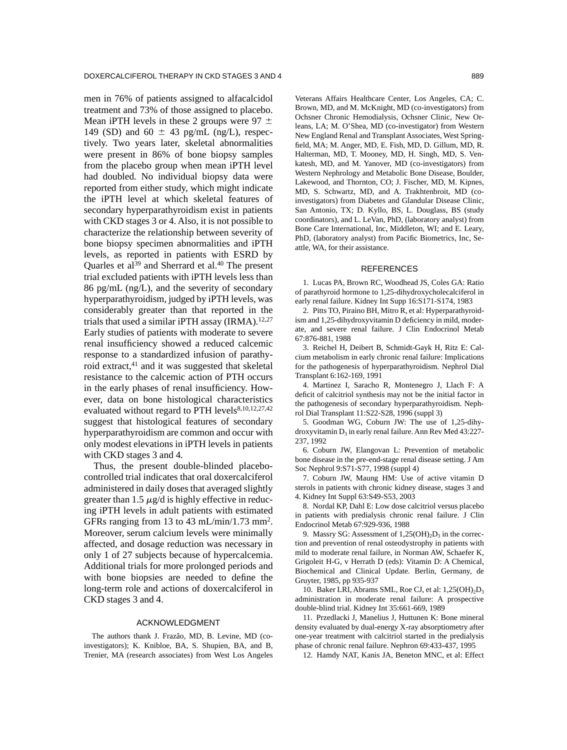men in 76% of patients assigned to alfacalcidol treatment and 73% of those assigned to placebo. Mean iPTH levels in these 2 groups were 97 ± 149 (SD) and 60 ± 43 pg/mL (ng/L), respectively. Two years later, skeletal abnormalities were present in 86% of bone biopsy samples from the placebo group when mean iPTH level had doubled. No individual biopsy data were reported from either study, which might indicate the iPTH level at which skeletal features of secondary hyperparathyroidism exist in patients with CKD stages 3 or 4. Also, it is not possible to characterize the relationship between severity of bone biopsy specimen abnormalities and iPTH levels, as reported in patients with ESRD by Quarles et al[39] and Sherrard et al.[40] The present trial excluded patients with iPTH levels less than 86 pg/mL (ng/L), and the severity of secondary hyperparathyroidism, judged by iPTH levels, was considerably greater than that reported in the trials that used a similar iPTH assay (IRMA).[12,27] Early studies of patients with moderate to severe renal insufficiency showed a reduced calcemic response to a standardized infusion of parathyroid extract,[41] and it was suggested that skeletal resistance to the calcemic action of PTH occurs in the early phases of renal insufficiency. However, data on bone histological characteristics evaluated without regard to PTH levels[8,10,12,27,42] suggest that histological features of secondary hyperparathyroidism are common and occur with only modest elevations in iPTH levels in patients with CKD stages 3 and 4.

Thus, the present double-blinded placebo-controlled trial indicates that oral doxercalciferol administered in daily doses that averaged slightly greater than 1.5 μg/d is highly effective in reducing iPTH levels in adult patients with estimated GFRs ranging from 13 to 43 mL/min/1.73 mm$^2$. Moreover, serum calcium levels were minimally affected, and dosage reduction was necessary in only 1 of 27 subjects because of hypercalcemia. Additional trials for more prolonged periods and with bone biopsies are needed to define the long-term role and actions of doxercalciferol in CKD stages 3 and 4.

## ACKNOWLEDGMENT

The authors thank J. Frazão, MD, B. Levine, MD (co-investigators); K. Knibloe, BA, S. Shupien, BA, and B, Trenier, MA (research associates) from West Los Angeles Veterans Affairs Healthcare Center, Los Angeles, CA; C. Brown, MD, and M. McKnight, MD (co-investigators) from Ochsner Chronic Hemodialysis, Ochsner Clinic, New Orleans, LA; M. O'Shea, MD (co-investigator) from Western New England Renal and Transplant Associates, West Springfield, MA; M. Anger, MD, E. Fish, MD, D. Gillum, MD, R. Halterman, MD, T. Mooney, MD, H. Singh, MD, S. Venkatesh, MD, and M. Yanover, MD (co-investigators) from Western Nephrology and Metabolic Bone Disease, Boulder, Lakewood, and Thornton, CO; J. Fischer, MD, M. Kipnes, MD, S. Schwartz, MD, and A. Trakhtenbroit, MD (co-investigators) from Diabetes and Glandular Disease Clinic, San Antonio, TX; D. Kyllo, BS, L. Douglass, BS (study coordinators), and L. LeVan, PhD, (laboratory analyst) from Bone Care International, Inc, Middleton, WI; and E. Leary, PhD, (laboratory analyst) from Pacific Biometrics, Inc, Seattle, WA, for their assistance.

## REFERENCES

1. Lucas PA, Brown RC, Woodhead JS, Coles GA: Ratio of parathyroid hormone to 1,25-dihydroxycholecalciferol in early renal failure. Kidney Int Supp 16:S171-S174, 1983

2. Pitts TO, Piraino BH, Mitro R, et al: Hyperparathyroidism and 1,25-dihydroxyvitamin D deficiency in mild, moderate, and severe renal failure. J Clin Endocrinol Metab 67:876-881, 1988

3. Reichel H, Deibert B, Schmidt-Gayk H, Ritz E: Calcium metabolism in early chronic renal failure: Implications for the pathogenesis of hyperparathyroidism. Nephrol Dial Transplant 6:162-169, 1991

4. Martinez I, Saracho R, Montenegro J, Llach F: A deficit of calcitriol synthesis may not be the initial factor in the pathogenesis of secondary hyperparathyroidism. Nephrol Dial Transplant 11:S22-S28, 1996 (suppl 3)

5. Goodman WG, Coburn JW: The use of 1,25-dihydroxyvitamin $D_3$ in early renal failure. Ann Rev Med 43:227-237, 1992

6. Coburn JW, Elangovan L: Prevention of metabolic bone disease in the pre-end-stage renal disease setting. J Am Soc Nephrol 9:S71-S77, 1998 (suppl 4)

7. Coburn JW, Maung HM: Use of active vitamin D sterols in patients with chronic kidney disease, stages 3 and 4. Kidney Int Suppl 63:S49-S53, 2003

8. Nordal KP, Dahl E: Low dose calcitriol versus placebo in patients with predialysis chronic renal failure. J Clin Endocrinol Metab 67:929-936, 1988

9. Massry SG: Assessment of $1,25(OH)_2D_3$ in the correction and prevention of renal osteodystrophy in patients with mild to moderate renal failure, in Norman AW, Schaefer K, Grigoleit H-G, v Herrath D (eds): Vitamin D: A Chemical, Biochemical and Clinical Update. Berlin, Germany, de Gruyter, 1985, pp 935-937

10. Baker LRI, Abrams SML, Roe CJ, et al: $1,25(OH)_2D_3$ administration in moderate renal failure: A prospective double-blind trial. Kidney Int 35:661-669, 1989

11. Przedlacki J, Manelius J, Huttunen K: Bone mineral density evaluated by dual-energy X-ray absorptiometry after one-year treatment with calcitriol started in the predialysis phase of chronic renal failure. Nephron 69:433-437, 1995

12. Hamdy NAT, Kanis JA, Beneton MNC, et al: Effect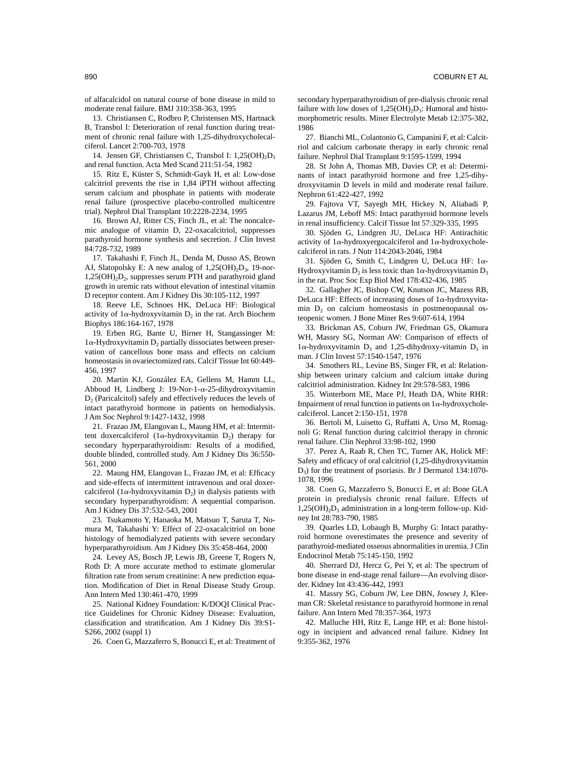of alfacalcidol on natural course of bone disease in mild to moderate renal failure. BMJ 310:358-363, 1995

13. Christiansen C, Rodbro P, Christensen MS, Hartnack B, Transbol I: Deterioration of renal function during treatment of chronic renal failure with 1,25-dihydroxycholecalciferol. Lancet 2:700-703, 1978

14. Jensen GF, Christiansen C, Transbol I: $1,25(OH)_2D_3$ and renal function. Acta Med Scand 211:51-54, 1982

15. Ritz E, Küster S, Schmidt-Gayk H, et al: Low-dose calcitriol prevents the rise in 1,84 iPTH without affecting serum calcium and phosphate in patients with moderate renal failure (prospective placebo-controlled multicentre trial). Nephrol Dial Transplant 10:2228-2234, 1995

16. Brown AJ, Ritter CS, Finch JL, et al: The noncalcemic analogue of vitamin D, 22-oxacalcitriol, suppresses parathyroid hormone synthesis and secretion. J Clin Invest 84:728-732, 1989

17. Takahashi F, Finch JL, Denda M, Dusso AS, Brown AJ, Slatopolsky E: A new analog of $1,25(OH)_2D_3$, 19-nor-$1,25(OH)_2D_2$, suppresses serum PTH and parathyroid gland growth in uremic rats without elevation of intestinal vitamin D receptor content. Am J Kidney Dis 30:105-112, 1997

18. Reeve LE, Schnoes HK, DeLuca HF: Biological activity of 1$\alpha$-hydroxyvitamin $D_2$ in the rat. Arch Biochem Biophys 186:164-167, 1978

19. Erben RG, Bante U, Birner H, Stangassinger M: 1$\alpha$-Hydroxyvitamin $D_2$ partially dissociates between preservation of cancellous bone mass and effects on calcium homeostasis in ovariectomized rats. Calcif Tissue Int 60:449-456, 1997

20. Martin KJ, González EA, Gellens M, Hamm LL, Abboud H, Lindberg J: 19-Nor-1-$\alpha$-25-dihydroxyvitamin $D_2$ (Paricalcitol) safely and effectively reduces the levels of intact parathyroid hormone in patients on hemodialysis. J Am Soc Nephrol 9:1427-1432, 1998

21. Frazao JM, Elangovan L, Maung HM, et al: Intermittent doxercalciferol (1$\alpha$-hydroxyvitamin $D_2$) therapy for secondary hyperparathyroidism: Results of a modified, double blinded, controlled study. Am J Kidney Dis 36:550-561, 2000

22. Maung HM, Elangovan L, Frazao JM, et al: Efficacy and side-effects of intermittent intravenous and oral doxercalciferol (1$\alpha$-hydroxyvitamin $D_2$) in dialysis patients with secondary hyperparathyroidism: A sequential comparison. Am J Kidney Dis 37:532-543, 2001

23. Tsukamoto Y, Hanaoka M, Matsuo T, Saruta T, Nomura M, Takahashi Y: Effect of 22-oxacalcitriol on bone histology of hemodialyzed patients with severe secondary hyperparathyroidism. Am J Kidney Dis 35:458-464, 2000

24. Levey AS, Bosch JP, Lewis JB, Greene T, Rogers N, Roth D: A more accurate method to estimate glomerular filtration rate from serum creatinine: A new prediction equation. Modification of Diet in Renal Disease Study Group. Ann Intern Med 130:461-470, 1999

25. National Kidney Foundation: K/DOQI Clinical Practice Guidelines for Chronic Kidney Disease: Evaluation, classification and stratification. Am J Kidney Dis 39:S1-S266, 2002 (suppl 1)

26. Coen G, Mazzaferro S, Bonucci E, et al: Treatment of secondary hyperparathyroidism of pre-dialysis chronic renal failure with low doses of $1,25(OH)_2D_3$: Humoral and histomorphometric results. Miner Electrolyte Metab 12:375-382, 1986

27. Bianchi ML, Colantonio G, Campanini F, et al: Calcitriol and calcium carbonate therapy in early chronic renal failure. Nephrol Dial Transplant 9:1595-1599, 1994

28. St John A, Thomas MB, Davies CP, et al: Determinants of intact parathyroid hormone and free 1,25-dihydroxyvitamin D levels in mild and moderate renal failure. Nephron 61:422-427, 1992

29. Fajtova VT, Sayegh MH, Hickey N, Aliabadi P, Lazarus JM, Leboff MS: Intact parathyroid hormone levels in renal insufficiency. Calcif Tissue Int 57:329-335, 1995

30. Sjöden G, Lindgren JU, DeLuca HF: Antirachitic activity of 1$\alpha$-hydroxyergocalciferol and 1$\alpha$-hydroxycholecalciferol in rats. J Nutr 114:2043-2046, 1984

31. Sjöden G, Smith C, Lindgren U, DeLuca HF: 1$\alpha$-Hydroxyvitamin $D_2$ is less toxic than 1$\alpha$-hydroxyvitamin $D_3$ in the rat. Proc Soc Exp Biol Med 178:432-436, 1985

32. Gallagher JC, Bishop CW, Knutson JC, Mazess RB, DeLuca HF: Effects of increasing doses of 1$\alpha$-hydroxyvitamin $D_2$ on calcium homeostasis in postmenopausal osteopenic women. J Bone Miner Res 9:607-614, 1994

33. Brickman AS, Coburn JW, Friedman GS, Okamura WH, Massry SG, Norman AW: Comparison of effects of 1$\alpha$-hydroxyvitamin $D_3$ and 1,25-dihydroxy-vitamin $D_3$ in man. J Clin Invest 57:1540-1547, 1976

34. Smothers RL, Levine BS, Singer FR, et al: Relationship between urinary calcium and calcium intake during calcitriol administration. Kidney Int 29:578-583, 1986

35. Winterborn ME, Mace PJ, Heath DA, White RHR: Impairment of renal function in patients on 1$\alpha$-hydroxycholecalciferol. Lancet 2:150-151, 1978

36. Bertoli M, Luisetto G, Ruffatti A, Urso M, Romagnoli G: Renal function during calcitriol therapy in chronic renal failure. Clin Nephrol 33:98-102, 1990

37. Perez A, Raab R, Chen TC, Turner AK, Holick MF: Safety and efficacy of oral calcitriol (1,25-dihydroxyvitamin $D_3$) for the treatment of psoriasis. Br J Dermatol 134:1070-1078, 1996

38. Coen G, Mazzaferro S, Bonucci E, et al: Bone GLA protein in predialysis chronic renal failure. Effects of $1,25(OH)_2D_3$ administration in a long-term follow-up. Kidney Int 28:783-790, 1985

39. Quarles LD, Lobaugh B, Murphy G: Intact parathyroid hormone overestimates the presence and severity of parathyroid-mediated osseous abnormalities in uremia. J Clin Endocrinol Metab 75:145-150, 1992

40. Sherrard DJ, Hercz G, Pei Y, et al: The spectrum of bone disease in end-stage renal failure—An evolving disorder. Kidney Int 43:436-442, 1993

41. Massry SG, Coburn JW, Lee DBN, Jowsey J, Kleeman CR: Skeletal resistance to parathyroid hormone in renal failure. Ann Intern Med 78:357-364, 1973

42. Malluche HH, Ritz E, Lange HP, et al: Bone histology in incipient and advanced renal failure. Kidney Int 9:355-362, 1976